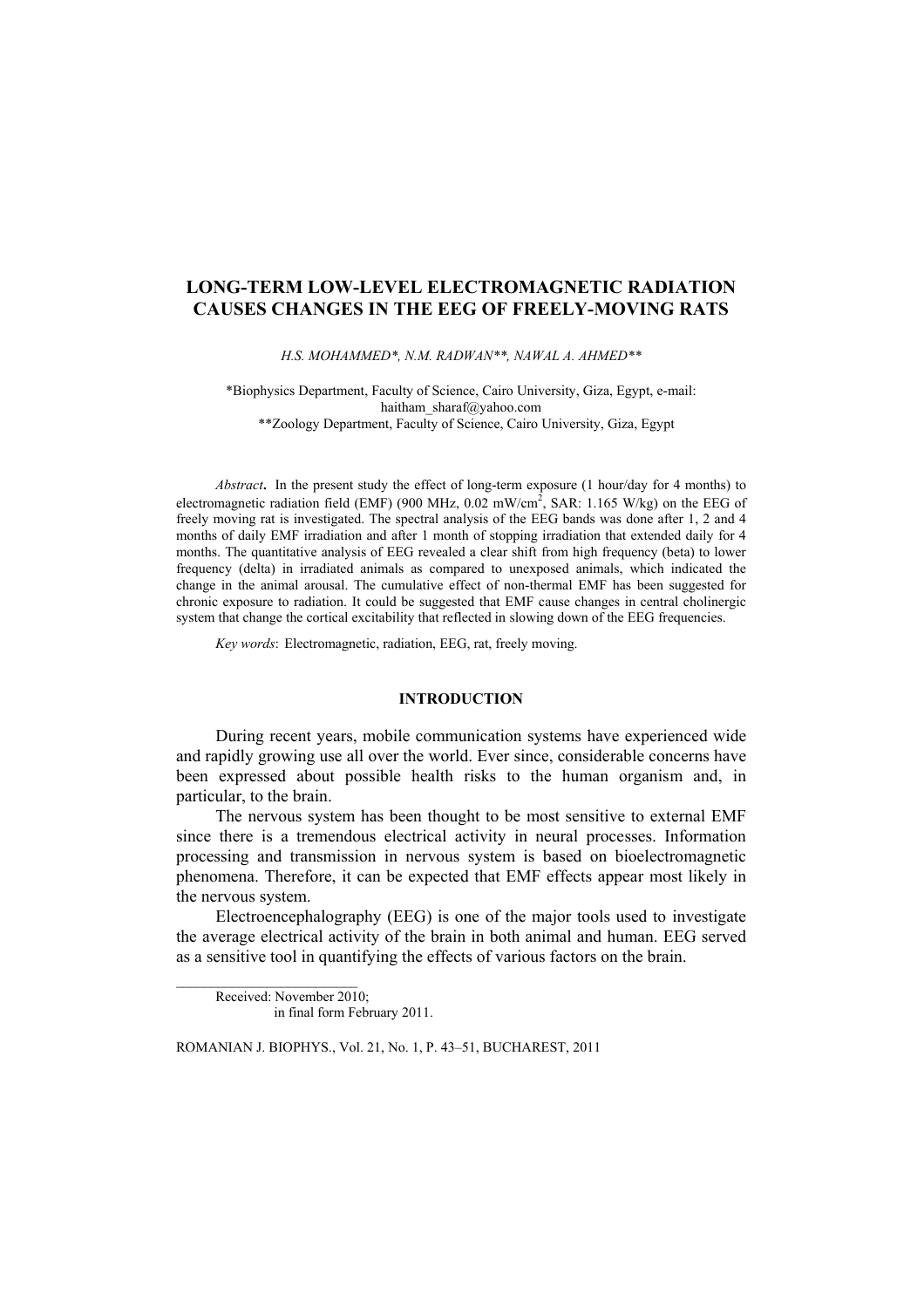# LONG-TERM LOW-LEVEL ELECTROMAGNETIC RADIATION CAUSES CHANGES IN THE EEG OF FREELY-MOVING RATS

H.S. MOHAMMED*, N.M. RADWAN**, NAWAL A. AHMED**

*Biophysics Department, Faculty of Science, Cairo University, Giza, Egypt, e-mail: haitham_sharaf@yahoo.com

**Zoology Department, Faculty of Science, Cairo University, Giza, Egypt

*Abstract*. In the present study the effect of long-term exposure (1 hour/day for 4 months) to electromagnetic radiation field (EMF) (900 MHz, 0.02 mW/cm$^2$, SAR: 1.165 W/kg) on the EEG of freely moving rat is investigated. The spectral analysis of the EEG bands was done after 1, 2 and 4 months of daily EMF irradiation and after 1 month of stopping irradiation that extended daily for 4 months. The quantitative analysis of EEG revealed a clear shift from high frequency (beta) to lower frequency (delta) in irradiated animals as compared to unexposed animals, which indicated the change in the animal arousal. The cumulative effect of non-thermal EMF has been suggested for chronic exposure to radiation. It could be suggested that EMF cause changes in central cholinergic system that change the cortical excitability that reflected in slowing down of the EEG frequencies.

*Key words*: Electromagnetic, radiation, EEG, rat, freely moving.

## INTRODUCTION

During recent years, mobile communication systems have experienced wide and rapidly growing use all over the world. Ever since, considerable concerns have been expressed about possible health risks to the human organism and, in particular, to the brain.

The nervous system has been thought to be most sensitive to external EMF since there is a tremendous electrical activity in neural processes. Information processing and transmission in nervous system is based on bioelectromagnetic phenomena. Therefore, it can be expected that EMF effects appear most likely in the nervous system.

Electroencephalography (EEG) is one of the major tools used to investigate the average electrical activity of the brain in both animal and human. EEG served as a sensitive tool in quantifying the effects of various factors on the brain.

Received: November 2010;
in final form February 2011.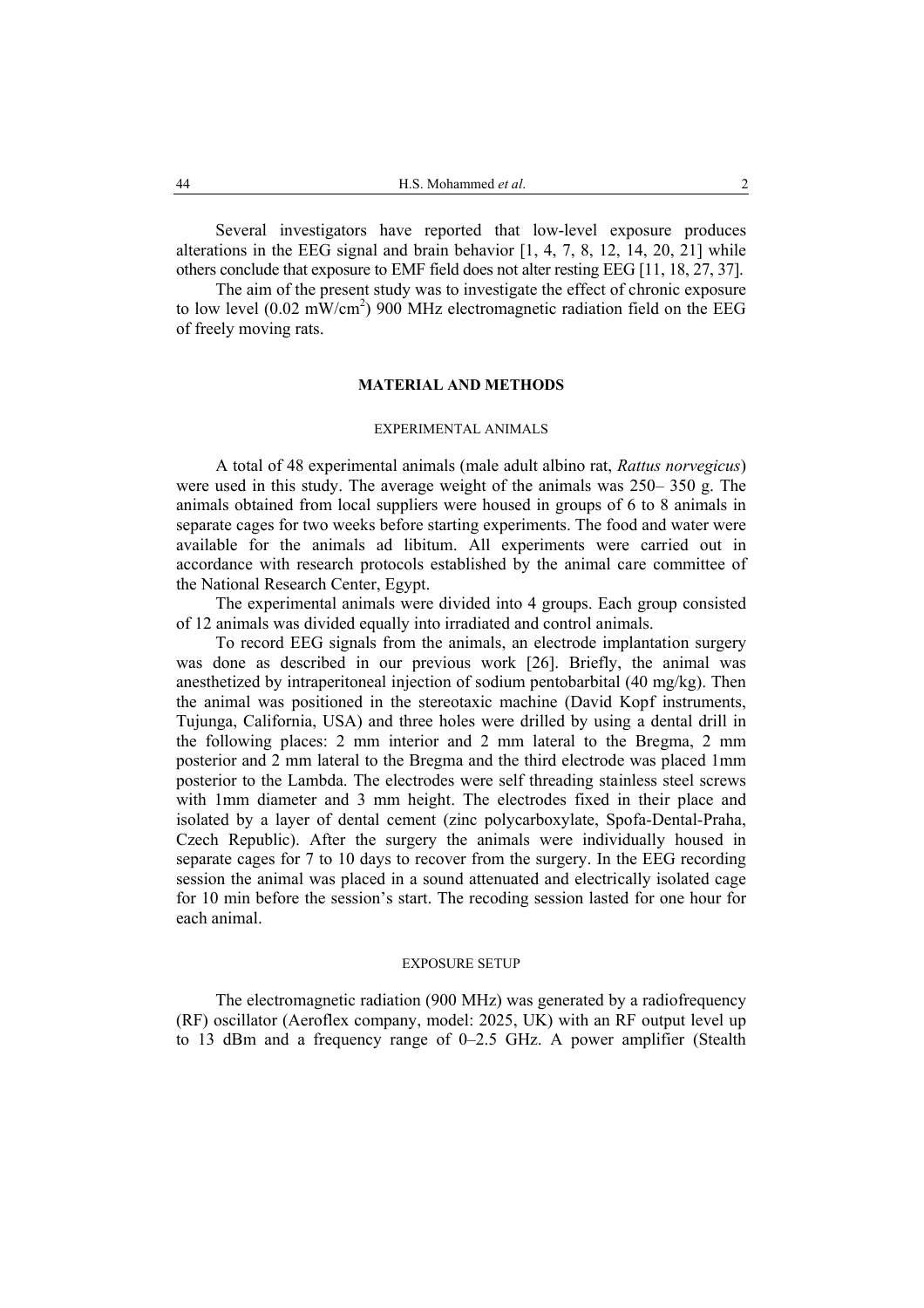Several investigators have reported that low-level exposure produces alterations in the EEG signal and brain behavior [1, 4, 7, 8, 12, 14, 20, 21] while others conclude that exposure to EMF field does not alter resting EEG [11, 18, 27, 37].

The aim of the present study was to investigate the effect of chronic exposure to low level (0.02 mW/cm$^2$) 900 MHz electromagnetic radiation field on the EEG of freely moving rats.

## MATERIAL AND METHODS

### EXPERIMENTAL ANIMALS

A total of 48 experimental animals (male adult albino rat, *Rattus norvegicus*) were used in this study. The average weight of the animals was 250– 350 g. The animals obtained from local suppliers were housed in groups of 6 to 8 animals in separate cages for two weeks before starting experiments. The food and water were available for the animals ad libitum. All experiments were carried out in accordance with research protocols established by the animal care committee of the National Research Center, Egypt.

The experimental animals were divided into 4 groups. Each group consisted of 12 animals was divided equally into irradiated and control animals.

To record EEG signals from the animals, an electrode implantation surgery was done as described in our previous work [26]. Briefly, the animal was anesthetized by intraperitoneal injection of sodium pentobarbital (40 mg/kg). Then the animal was positioned in the stereotaxic machine (David Kopf instruments, Tujunga, California, USA) and three holes were drilled by using a dental drill in the following places: 2 mm interior and 2 mm lateral to the Bregma, 2 mm posterior and 2 mm lateral to the Bregma and the third electrode was placed 1mm posterior to the Lambda. The electrodes were self threading stainless steel screws with 1mm diameter and 3 mm height. The electrodes fixed in their place and isolated by a layer of dental cement (zinc polycarboxylate, Spofa-Dental-Praha, Czech Republic). After the surgery the animals were individually housed in separate cages for 7 to 10 days to recover from the surgery. In the EEG recording session the animal was placed in a sound attenuated and electrically isolated cage for 10 min before the session's start. The recoding session lasted for one hour for each animal.

### EXPOSURE SETUP

The electromagnetic radiation (900 MHz) was generated by a radiofrequency (RF) oscillator (Aeroflex company, model: 2025, UK) with an RF output level up to 13 dBm and a frequency range of 0–2.5 GHz. A power amplifier (Stealth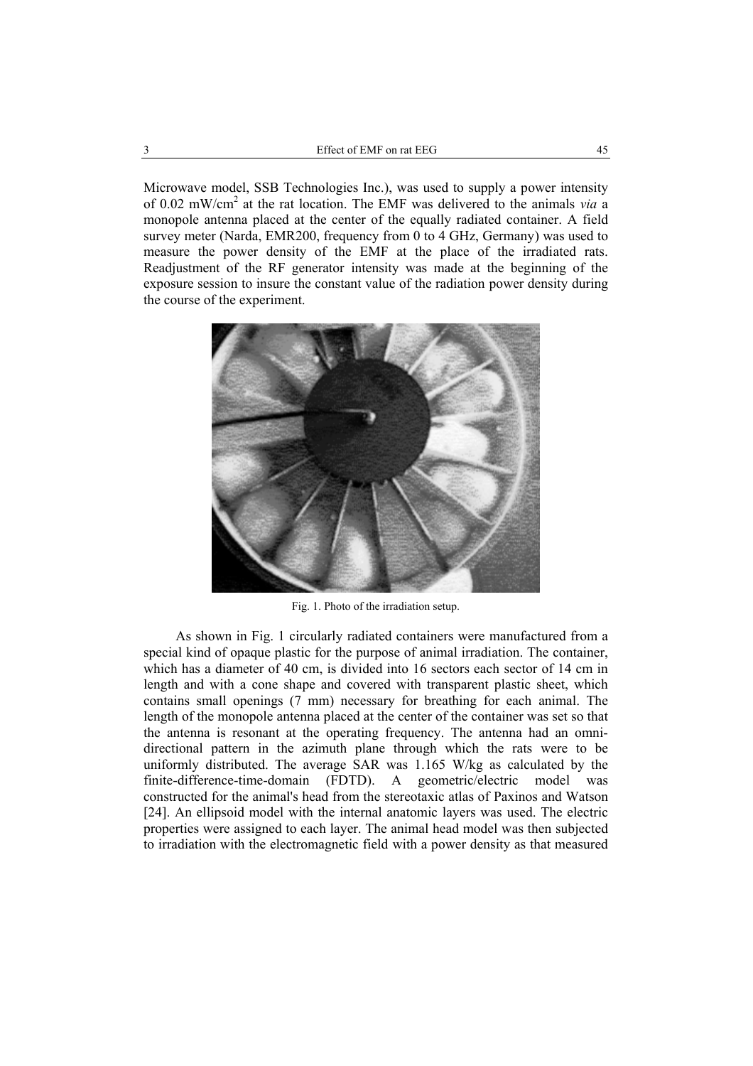Microwave model, SSB Technologies Inc.), was used to supply a power intensity of 0.02 $mW/cm^2$ at the rat location. The EMF was delivered to the animals *via* a monopole antenna placed at the center of the equally radiated container. A field survey meter (Narda, EMR200, frequency from 0 to 4 GHz, Germany) was used to measure the power density of the EMF at the place of the irradiated rats. Readjustment of the RF generator intensity was made at the beginning of the exposure session to insure the constant value of the radiation power density during the course of the experiment.

Fig. 1. Photo of the irradiation setup.

As shown in Fig. 1 circularly radiated containers were manufactured from a special kind of opaque plastic for the purpose of animal irradiation. The container, which has a diameter of 40 cm, is divided into 16 sectors each sector of 14 cm in length and with a cone shape and covered with transparent plastic sheet, which contains small openings (7 mm) necessary for breathing for each animal. The length of the monopole antenna placed at the center of the container was set so that the antenna is resonant at the operating frequency. The antenna had an omni-directional pattern in the azimuth plane through which the rats were to be uniformly distributed. The average SAR was 1.165 W/kg as calculated by the finite-difference-time-domain (FDTD). A geometric/electric model was constructed for the animal's head from the stereotaxic atlas of Paxinos and Watson [24]. An ellipsoid model with the internal anatomic layers was used. The electric properties were assigned to each layer. The animal head model was then subjected to irradiation with the electromagnetic field with a power density as that measured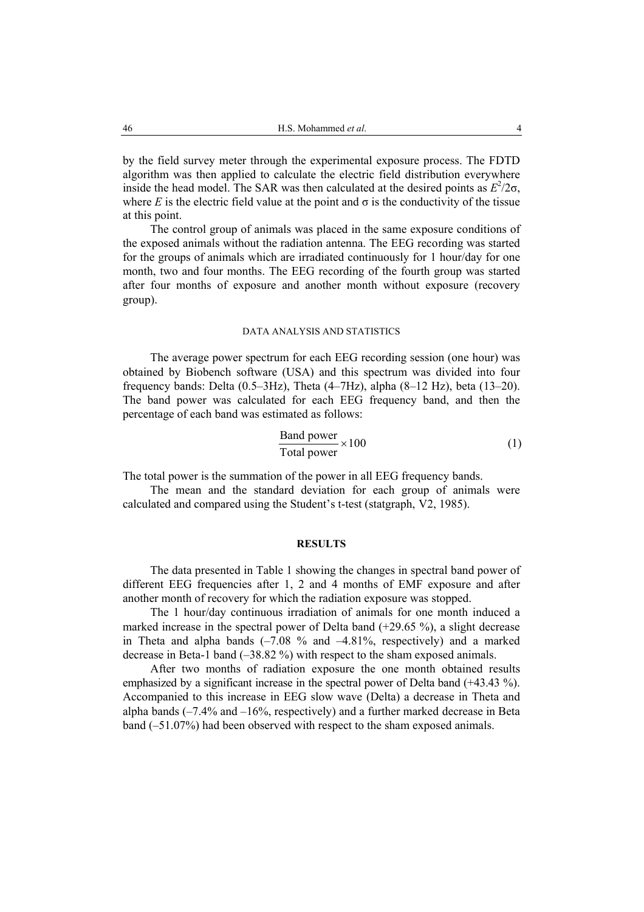by the field survey meter through the experimental exposure process. The FDTD algorithm was then applied to calculate the electric field distribution everywhere inside the head model. The SAR was then calculated at the desired points as $E^2/2\sigma$, where $E$ is the electric field value at the point and $\sigma$ is the conductivity of the tissue at this point.

The control group of animals was placed in the same exposure conditions of the exposed animals without the radiation antenna. The EEG recording was started for the groups of animals which are irradiated continuously for 1 hour/day for one month, two and four months. The EEG recording of the fourth group was started after four months of exposure and another month without exposure (recovery group).

## DATA ANALYSIS AND STATISTICS

The average power spectrum for each EEG recording session (one hour) was obtained by Biobench software (USA) and this spectrum was divided into four frequency bands: Delta (0.5–3Hz), Theta (4–7Hz), alpha (8–12 Hz), beta (13–20). The band power was calculated for each EEG frequency band, and then the percentage of each band was estimated as follows:

$$\frac{\text{Band power}}{\text{Total power}} \times 100 \tag{1}$$

The total power is the summation of the power in all EEG frequency bands.

The mean and the standard deviation for each group of animals were calculated and compared using the Student's t-test (statgraph, V2, 1985).

## RESULTS

The data presented in Table 1 showing the changes in spectral band power of different EEG frequencies after 1, 2 and 4 months of EMF exposure and after another month of recovery for which the radiation exposure was stopped.

The 1 hour/day continuous irradiation of animals for one month induced a marked increase in the spectral power of Delta band (+29.65 %), a slight decrease in Theta and alpha bands (–7.08 % and –4.81%, respectively) and a marked decrease in Beta-1 band (–38.82 %) with respect to the sham exposed animals.

After two months of radiation exposure the one month obtained results emphasized by a significant increase in the spectral power of Delta band (+43.43 %). Accompanied to this increase in EEG slow wave (Delta) a decrease in Theta and alpha bands (–7.4% and –16%, respectively) and a further marked decrease in Beta band (–51.07%) had been observed with respect to the sham exposed animals.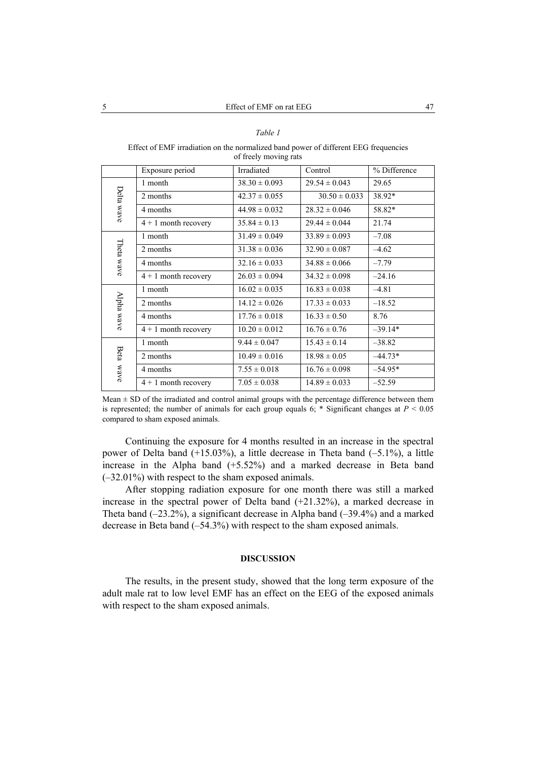*Table 1*

Effect of EMF irradiation on the normalized band power of different EEG frequencies of freely moving rats

| | Exposure period | Irradiated | Control | % Difference |
|---|---|---|---|---|
| Delta wave | 1 month | 38.30 ± 0.093 | 29.54 ± 0.043 | 29.65 |
| | 2 months | 42.37 ± 0.055 | 30.50 ± 0.033 | 38.92* |
| | 4 months | 44.98 ± 0.032 | 28.32 ± 0.046 | 58.82* |
| | 4 + 1 month recovery | 35.84 ± 0.13 | 29.44 ± 0.044 | 21.74 |
| Theta wave | 1 month | 31.49 ± 0.049 | 33.89 ± 0.093 | –7.08 |
| | 2 months | 31.38 ± 0.036 | 32.90 ± 0.087 | –4.62 |
| | 4 months | 32.16 ± 0.033 | 34.88 ± 0.066 | –7.79 |
| | 4 + 1 month recovery | 26.03 ± 0.094 | 34.32 ± 0.098 | –24.16 |
| Alpha wave | 1 month | 16.02 ± 0.035 | 16.83 ± 0.038 | –4.81 |
| | 2 months | 14.12 ± 0.026 | 17.33 ± 0.033 | –18.52 |
| | 4 months | 17.76 ± 0.018 | 16.33 ± 0.50 | 8.76 |
| | 4 + 1 month recovery | 10.20 ± 0.012 | 16.76 ± 0.76 | –39.14* |
| Beta wave | 1 month | 9.44 ± 0.047 | 15.43 ± 0.14 | –38.82 |
| | 2 months | 10.49 ± 0.016 | 18.98 ± 0.05 | –44.73* |
| | 4 months | 7.55 ± 0.018 | 16.76 ± 0.098 | –54.95* |
| | 4 + 1 month recovery | 7.05 ± 0.038 | 14.89 ± 0.033 | –52.59 |

Mean ± SD of the irradiated and control animal groups with the percentage difference between them is represented; the number of animals for each group equals 6; * Significant changes at $P < 0.05$ compared to sham exposed animals.

Continuing the exposure for 4 months resulted in an increase in the spectral power of Delta band (+15.03%), a little decrease in Theta band (–5.1%), a little increase in the Alpha band (+5.52%) and a marked decrease in Beta band (–32.01%) with respect to the sham exposed animals.

After stopping radiation exposure for one month there was still a marked increase in the spectral power of Delta band (+21.32%), a marked decrease in Theta band (–23.2%), a significant decrease in Alpha band (–39.4%) and a marked decrease in Beta band (–54.3%) with respect to the sham exposed animals.

## DISCUSSION

The results, in the present study, showed that the long term exposure of the adult male rat to low level EMF has an effect on the EEG of the exposed animals with respect to the sham exposed animals.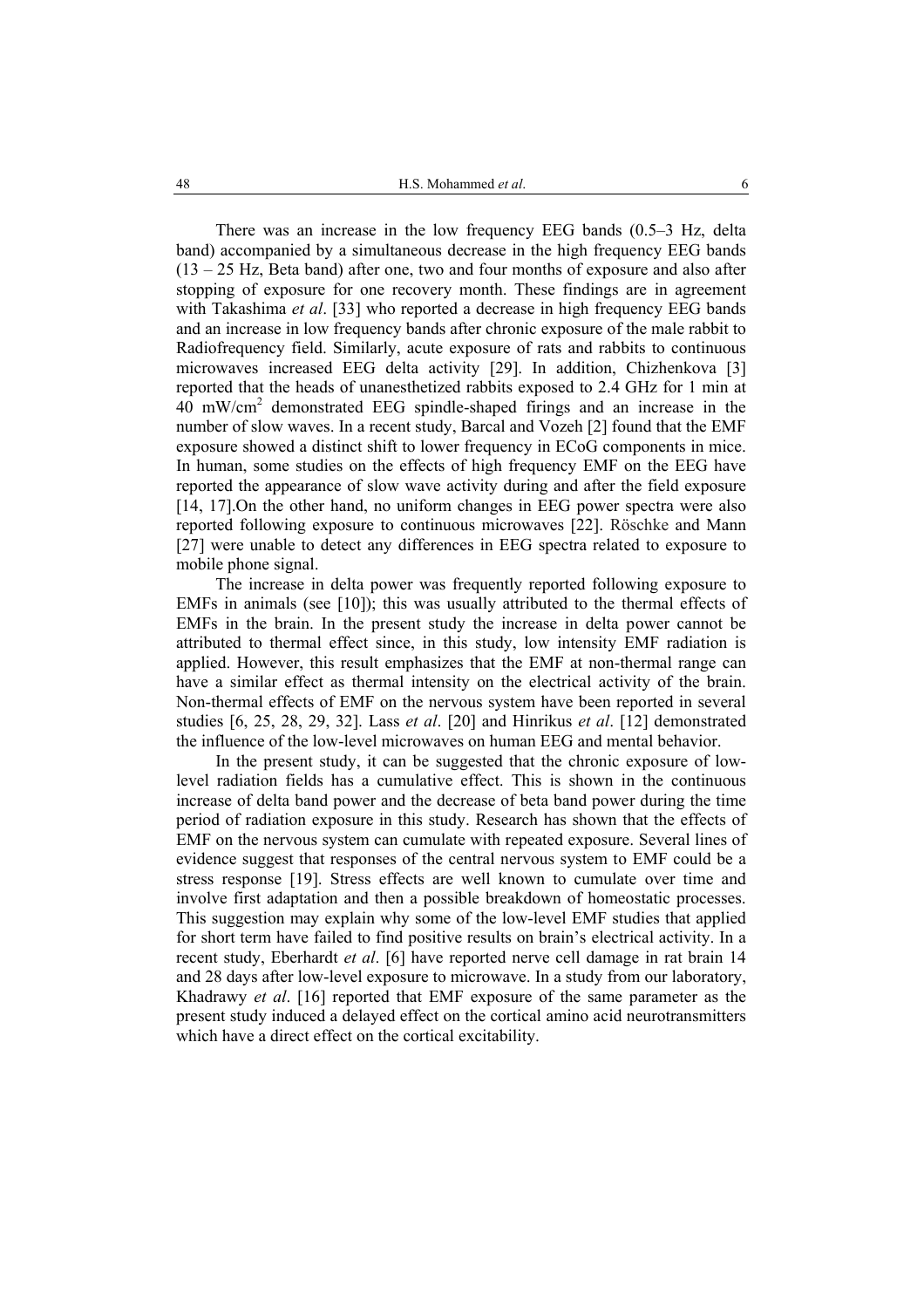There was an increase in the low frequency EEG bands (0.5–3 Hz, delta band) accompanied by a simultaneous decrease in the high frequency EEG bands (13 – 25 Hz, Beta band) after one, two and four months of exposure and also after stopping of exposure for one recovery month. These findings are in agreement with Takashima *et al*. [33] who reported a decrease in high frequency EEG bands and an increase in low frequency bands after chronic exposure of the male rabbit to Radiofrequency field. Similarly, acute exposure of rats and rabbits to continuous microwaves increased EEG delta activity [29]. In addition, Chizhenkova [3] reported that the heads of unanesthetized rabbits exposed to 2.4 GHz for 1 min at 40 $mW/cm^2$ demonstrated EEG spindle-shaped firings and an increase in the number of slow waves. In a recent study, Barcal and Vozeh [2] found that the EMF exposure showed a distinct shift to lower frequency in ECoG components in mice. In human, some studies on the effects of high frequency EMF on the EEG have reported the appearance of slow wave activity during and after the field exposure [14, 17].On the other hand, no uniform changes in EEG power spectra were also reported following exposure to continuous microwaves [22]. Röschke and Mann [27] were unable to detect any differences in EEG spectra related to exposure to mobile phone signal.

The increase in delta power was frequently reported following exposure to EMFs in animals (see [10]); this was usually attributed to the thermal effects of EMFs in the brain. In the present study the increase in delta power cannot be attributed to thermal effect since, in this study, low intensity EMF radiation is applied. However, this result emphasizes that the EMF at non-thermal range can have a similar effect as thermal intensity on the electrical activity of the brain. Non-thermal effects of EMF on the nervous system have been reported in several studies [6, 25, 28, 29, 32]. Lass *et al*. [20] and Hinrikus *et al*. [12] demonstrated the influence of the low-level microwaves on human EEG and mental behavior.

In the present study, it can be suggested that the chronic exposure of low-level radiation fields has a cumulative effect. This is shown in the continuous increase of delta band power and the decrease of beta band power during the time period of radiation exposure in this study. Research has shown that the effects of EMF on the nervous system can cumulate with repeated exposure. Several lines of evidence suggest that responses of the central nervous system to EMF could be a stress response [19]. Stress effects are well known to cumulate over time and involve first adaptation and then a possible breakdown of homeostatic processes. This suggestion may explain why some of the low-level EMF studies that applied for short term have failed to find positive results on brain's electrical activity. In a recent study, Eberhardt *et al*. [6] have reported nerve cell damage in rat brain 14 and 28 days after low-level exposure to microwave. In a study from our laboratory, Khadrawy *et al*. [16] reported that EMF exposure of the same parameter as the present study induced a delayed effect on the cortical amino acid neurotransmitters which have a direct effect on the cortical excitability.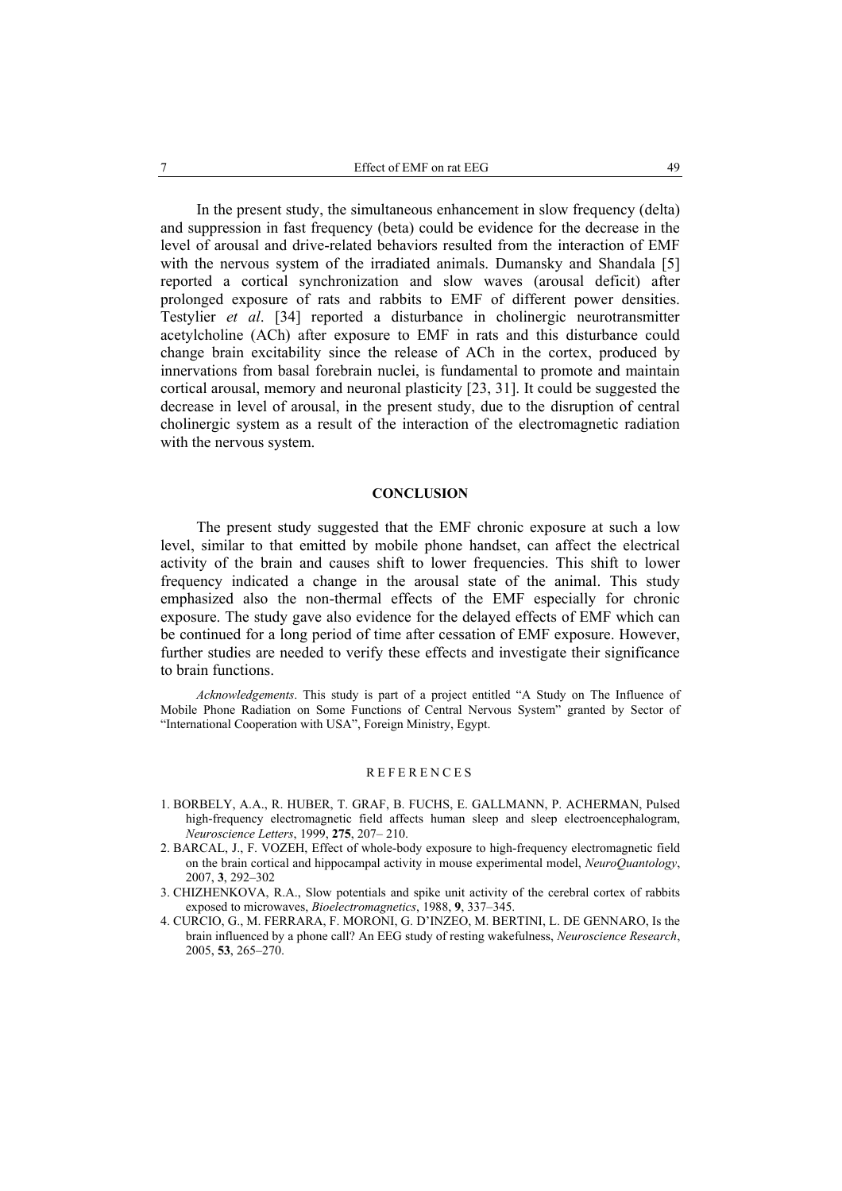In the present study, the simultaneous enhancement in slow frequency (delta) and suppression in fast frequency (beta) could be evidence for the decrease in the level of arousal and drive-related behaviors resulted from the interaction of EMF with the nervous system of the irradiated animals. Dumansky and Shandala [5] reported a cortical synchronization and slow waves (arousal deficit) after prolonged exposure of rats and rabbits to EMF of different power densities. Testylier *et al*. [34] reported a disturbance in cholinergic neurotransmitter acetylcholine (ACh) after exposure to EMF in rats and this disturbance could change brain excitability since the release of ACh in the cortex, produced by innervations from basal forebrain nuclei, is fundamental to promote and maintain cortical arousal, memory and neuronal plasticity [23, 31]. It could be suggested the decrease in level of arousal, in the present study, due to the disruption of central cholinergic system as a result of the interaction of the electromagnetic radiation with the nervous system.

## CONCLUSION

The present study suggested that the EMF chronic exposure at such a low level, similar to that emitted by mobile phone handset, can affect the electrical activity of the brain and causes shift to lower frequencies. This shift to lower frequency indicated a change in the arousal state of the animal. This study emphasized also the non-thermal effects of the EMF especially for chronic exposure. The study gave also evidence for the delayed effects of EMF which can be continued for a long period of time after cessation of EMF exposure. However, further studies are needed to verify these effects and investigate their significance to brain functions.

*Acknowledgements*. This study is part of a project entitled "A Study on The Influence of Mobile Phone Radiation on Some Functions of Central Nervous System" granted by Sector of "International Cooperation with USA", Foreign Ministry, Egypt.

## REFERENCES

1. BORBELY, A.A., R. HUBER, T. GRAF, B. FUCHS, E. GALLMANN, P. ACHERMAN, Pulsed high-frequency electromagnetic field affects human sleep and sleep electroencephalogram, *Neuroscience Letters*, 1999, **275**, 207– 210.
2. BARCAL, J., F. VOZEH, Effect of whole-body exposure to high-frequency electromagnetic field on the brain cortical and hippocampal activity in mouse experimental model, *NeuroQuantology*, 2007, **3**, 292–302
3. CHIZHENKOVA, R.A., Slow potentials and spike unit activity of the cerebral cortex of rabbits exposed to microwaves, *Bioelectromagnetics*, 1988, **9**, 337–345.
4. CURCIO, G., M. FERRARA, F. MORONI, G. D'INZEO, M. BERTINI, L. DE GENNARO, Is the brain influenced by a phone call? An EEG study of resting wakefulness, *Neuroscience Research*, 2005, **53**, 265–270.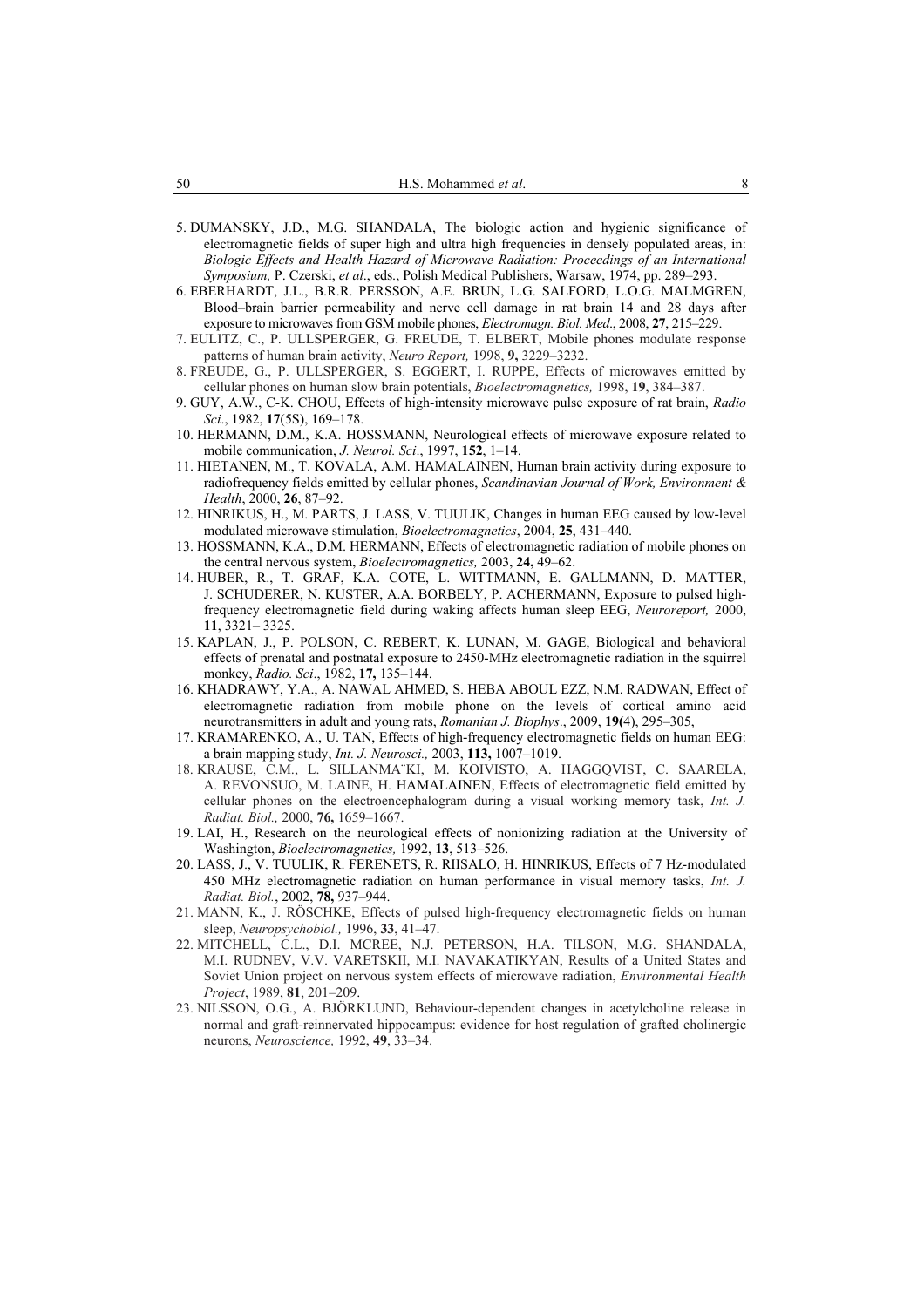5. DUMANSKY, J.D., M.G. SHANDALA, The biologic action and hygienic significance of electromagnetic fields of super high and ultra high frequencies in densely populated areas, in: *Biologic Effects and Health Hazard of Microwave Radiation: Proceedings of an International Symposium,* P. Czerski, *et al*., eds., Polish Medical Publishers, Warsaw, 1974, pp. 289–293.
6. EBERHARDT, J.L., B.R.R. PERSSON, A.E. BRUN, L.G. SALFORD, L.O.G. MALMGREN, Blood–brain barrier permeability and nerve cell damage in rat brain 14 and 28 days after exposure to microwaves from GSM mobile phones, *Electromagn. Biol. Med*., 2008, **27**, 215–229.
7. EULITZ, C., P. ULLSPERGER, G. FREUDE, T. ELBERT, Mobile phones modulate response patterns of human brain activity, *Neuro Report,* 1998, **9,** 3229–3232.
8. FREUDE, G., P. ULLSPERGER, S. EGGERT, I. RUPPE, Effects of microwaves emitted by cellular phones on human slow brain potentials, *Bioelectromagnetics,* 1998, **19**, 384–387.
9. GUY, A.W., C-K. CHOU, Effects of high-intensity microwave pulse exposure of rat brain, *Radio Sci*., 1982, **17**(5S), 169–178.
10. HERMANN, D.M., K.A. HOSSMANN, Neurological effects of microwave exposure related to mobile communication, *J. Neurol. Sci*., 1997, **152**, 1–14.
11. HIETANEN, M., T. KOVALA, A.M. HAMALAINEN, Human brain activity during exposure to radiofrequency fields emitted by cellular phones, *Scandinavian Journal of Work, Environment & Health*, 2000, **26**, 87–92.
12. HINRIKUS, H., M. PARTS, J. LASS, V. TUULIK, Changes in human EEG caused by low-level modulated microwave stimulation, *Bioelectromagnetics*, 2004, **25**, 431–440.
13. HOSSMANN, K.A., D.M. HERMANN, Effects of electromagnetic radiation of mobile phones on the central nervous system, *Bioelectromagnetics,* 2003, **24,** 49–62.
14. HUBER, R., T. GRAF, K.A. COTE, L. WITTMANN, E. GALLMANN, D. MATTER, J. SCHUDERER, N. KUSTER, A.A. BORBELY, P. ACHERMANN, Exposure to pulsed high-frequency electromagnetic field during waking affects human sleep EEG, *Neuroreport,* 2000, **11**, 3321– 3325.
15. KAPLAN, J., P. POLSON, C. REBERT, K. LUNAN, M. GAGE, Biological and behavioral effects of prenatal and postnatal exposure to 2450-MHz electromagnetic radiation in the squirrel monkey, *Radio. Sci*., 1982, **17,** 135–144.
16. KHADRAWY, Y.A., A. NAWAL AHMED, S. HEBA ABOUL EZZ, N.M. RADWAN, Effect of electromagnetic radiation from mobile phone on the levels of cortical amino acid neurotransmitters in adult and young rats, *Romanian J. Biophys*., 2009, **19(**4), 295–305,
17. KRAMARENKO, A., U. TAN, Effects of high-frequency electromagnetic fields on human EEG: a brain mapping study, *Int. J. Neurosci.,* 2003, **113,** 1007–1019.
18. KRAUSE, C.M., L. SILLANMA¨KI, M. KOIVISTO, A. HAGGQVIST, C. SAARELA, A. REVONSUO, M. LAINE, H. HAMALAINEN, Effects of electromagnetic field emitted by cellular phones on the electroencephalogram during a visual working memory task, *Int. J. Radiat. Biol.,* 2000, **76,** 1659–1667.
19. LAI, H., Research on the neurological effects of nonionizing radiation at the University of Washington, *Bioelectromagnetics,* 1992, **13**, 513–526.
20. LASS, J., V. TUULIK, R. FERENETS, R. RIISALO, H. HINRIKUS, Effects of 7 Hz-modulated 450 MHz electromagnetic radiation on human performance in visual memory tasks, *Int. J. Radiat. Biol.*, 2002, **78,** 937–944.
21. MANN, K., J. RÖSCHKE, Effects of pulsed high-frequency electromagnetic fields on human sleep, *Neuropsychobiol.,* 1996, **33**, 41–47.
22. MITCHELL, C.L., D.I. MCREE, N.J. PETERSON, H.A. TILSON, M.G. SHANDALA, M.I. RUDNEV, V.V. VARETSKII, M.I. NAVAKATIKYAN, Results of a United States and Soviet Union project on nervous system effects of microwave radiation, *Environmental Health Project*, 1989, **81**, 201–209.
23. NILSSON, O.G., A. BJÖRKLUND, Behaviour-dependent changes in acetylcholine release in normal and graft-reinnervated hippocampus: evidence for host regulation of grafted cholinergic neurons, *Neuroscience,* 1992, **49**, 33–34.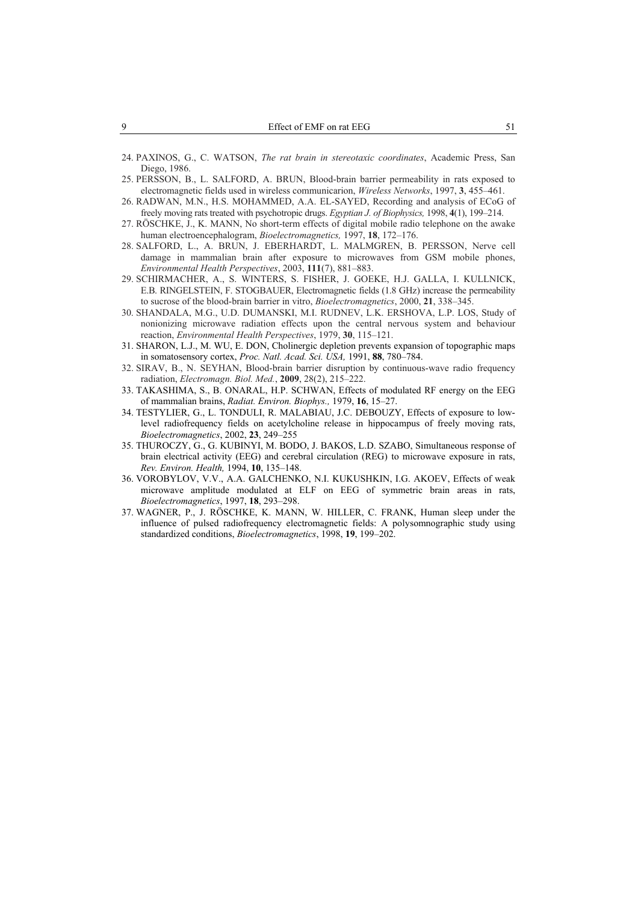24. PAXINOS, G., C. WATSON, *The rat brain in stereotaxic coordinates*, Academic Press, San Diego, 1986.
25. PERSSON, B., L. SALFORD, A. BRUN, Blood-brain barrier permeability in rats exposed to electromagnetic fields used in wireless communicarion, *Wireless Networks*, 1997, **3**, 455–461.
26. RADWAN, M.N., H.S. MOHAMMED, A.A. EL-SAYED, Recording and analysis of ECoG of freely moving rats treated with psychotropic drugs. *Egyptian J. of Biophysics,* 1998, **4**(1), 199–214.
27. RÖSCHKE, J., K. MANN, No short-term effects of digital mobile radio telephone on the awake human electroencephalogram, *Bioelectromagnetics,* 1997, **18**, 172–176.
28. SALFORD, L., A. BRUN, J. EBERHARDT, L. MALMGREN, B. PERSSON, Nerve cell damage in mammalian brain after exposure to microwaves from GSM mobile phones, *Environmental Health Perspectives*, 2003, **111**(7), 881–883.
29. SCHIRMACHER, A., S. WINTERS, S. FISHER, J. GOEKE, H.J. GALLA, I. KULLNICK, E.B. RINGELSTEIN, F. STOGBAUER, Electromagnetic fields (1.8 GHz) increase the permeability to sucrose of the blood-brain barrier in vitro, *Bioelectromagnetics*, 2000, **21**, 338–345.
30. SHANDALA, M.G., U.D. DUMANSKI, M.I. RUDNEV, L.K. ERSHOVA, L.P. LOS, Study of nonionizing microwave radiation effects upon the central nervous system and behaviour reaction, *Environmental Health Perspectives*, 1979, **30**, 115–121.
31. SHARON, L.J., M. WU, E. DON, Cholinergic depletion prevents expansion of topographic maps in somatosensory cortex, *Proc. Natl. Acad. Sci. USA,* 1991, **88**, 780–784.
32. SIRAV, B., N. SEYHAN, Blood-brain barrier disruption by continuous-wave radio frequency radiation, *Electromagn. Biol. Med.*, **2009**, 28(2), 215–222.
33. TAKASHIMA, S., B. ONARAL, H.P. SCHWAN, Effects of modulated RF energy on the EEG of mammalian brains, *Radiat. Environ. Biophys.,* 1979, **16**, 15–27.
34. TESTYLIER, G., L. TONDULI, R. MALABIAU, J.C. DEBOUZY, Effects of exposure to low-level radiofrequency fields on acetylcholine release in hippocampus of freely moving rats, *Bioelectromagnetics*, 2002, **23**, 249–255
35. THUROCZY, G., G. KUBINYI, M. BODO, J. BAKOS, L.D. SZABO, Simultaneous response of brain electrical activity (EEG) and cerebral circulation (REG) to microwave exposure in rats, *Rev. Environ. Health,* 1994, **10**, 135–148.
36. VOROBYLOV, V.V., A.A. GALCHENKO, N.I. KUKUSHKIN, I.G. AKOEV, Effects of weak microwave amplitude modulated at ELF on EEG of symmetric brain areas in rats, *Bioelectromagnetics*, 1997, **18**, 293–298.
37. WAGNER, P., J. RÖSCHKE, K. MANN, W. HILLER, C. FRANK, Human sleep under the influence of pulsed radiofrequency electromagnetic fields: A polysomnographic study using standardized conditions, *Bioelectromagnetics*, 1998, **19**, 199–202.